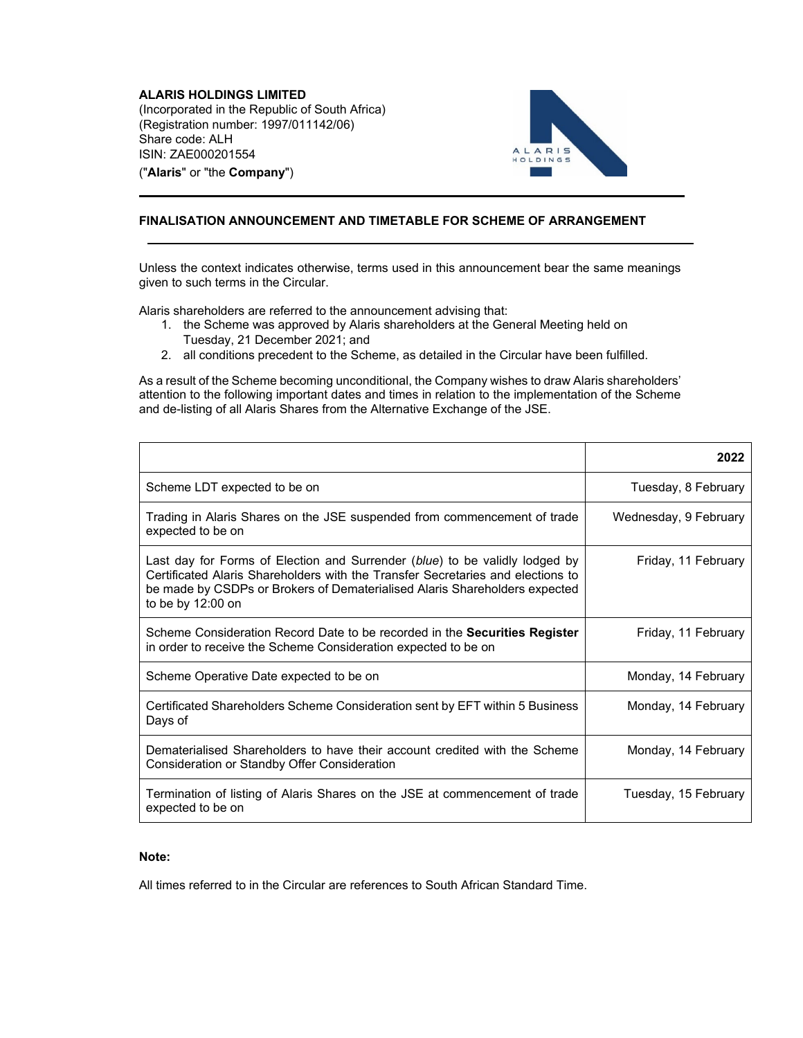**ALARIS HOLDINGS LIMITED**
(Incorporated in the Republic of South Africa)
(Registration number: 1997/011142/06)
Share code: ALH
ISIN: ZAE000201554
("**Alaris**" or "the **Company**")

## FINALISATION ANNOUNCEMENT AND TIMETABLE FOR SCHEME OF ARRANGEMENT

Unless the context indicates otherwise, terms used in this announcement bear the same meanings given to such terms in the Circular.

Alaris shareholders are referred to the announcement advising that:

1. the Scheme was approved by Alaris shareholders at the General Meeting held on Tuesday, 21 December 2021; and
2. all conditions precedent to the Scheme, as detailed in the Circular have been fulfilled.

As a result of the Scheme becoming unconditional, the Company wishes to draw Alaris shareholders' attention to the following important dates and times in relation to the implementation of the Scheme and de-listing of all Alaris Shares from the Alternative Exchange of the JSE.

| | **2022** |
|---|---|
| Scheme LDT expected to be on | Tuesday, 8 February |
| Trading in Alaris Shares on the JSE suspended from commencement of trade expected to be on | Wednesday, 9 February |
| Last day for Forms of Election and Surrender (*blue*) to be validly lodged by Certificated Alaris Shareholders with the Transfer Secretaries and elections to be made by CSDPs or Brokers of Dematerialised Alaris Shareholders expected to be by 12:00 on | Friday, 11 February |
| Scheme Consideration Record Date to be recorded in the **Securities Register** in order to receive the Scheme Consideration expected to be on | Friday, 11 February |
| Scheme Operative Date expected to be on | Monday, 14 February |
| Certificated Shareholders Scheme Consideration sent by EFT within 5 Business Days of | Monday, 14 February |
| Dematerialised Shareholders to have their account credited with the Scheme Consideration or Standby Offer Consideration | Monday, 14 February |
| Termination of listing of Alaris Shares on the JSE at commencement of trade expected to be on | Tuesday, 15 February |

**Note:**

All times referred to in the Circular are references to South African Standard Time.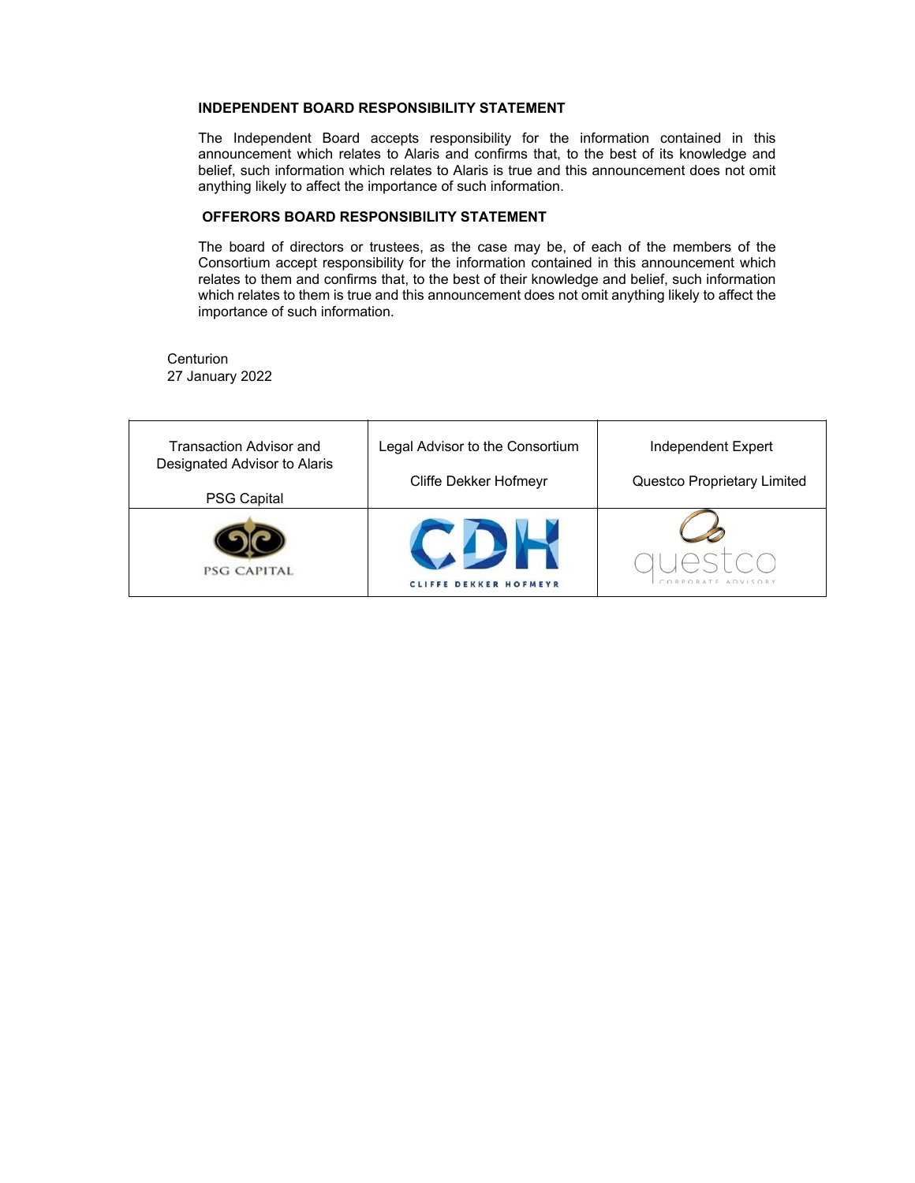**INDEPENDENT BOARD RESPONSIBILITY STATEMENT**

The Independent Board accepts responsibility for the information contained in this announcement which relates to Alaris and confirms that, to the best of its knowledge and belief, such information which relates to Alaris is true and this announcement does not omit anything likely to affect the importance of such information.

**OFFERORS BOARD RESPONSIBILITY STATEMENT**

The board of directors or trustees, as the case may be, of each of the members of the Consortium accept responsibility for the information contained in this announcement which relates to them and confirms that, to the best of their knowledge and belief, such information which relates to them is true and this announcement does not omit anything likely to affect the importance of such information.

Centurion
27 January 2022

| Transaction Advisor and Designated Advisor to Alaris | Legal Advisor to the Consortium | Independent Expert |
|---|---|---|
| PSG Capital | Cliffe Dekker Hofmeyr | Questco Proprietary Limited |
| PSG CAPITAL | CLIFFE DEKKER HOFMEYR | questco CORPORATE ADVISORY |